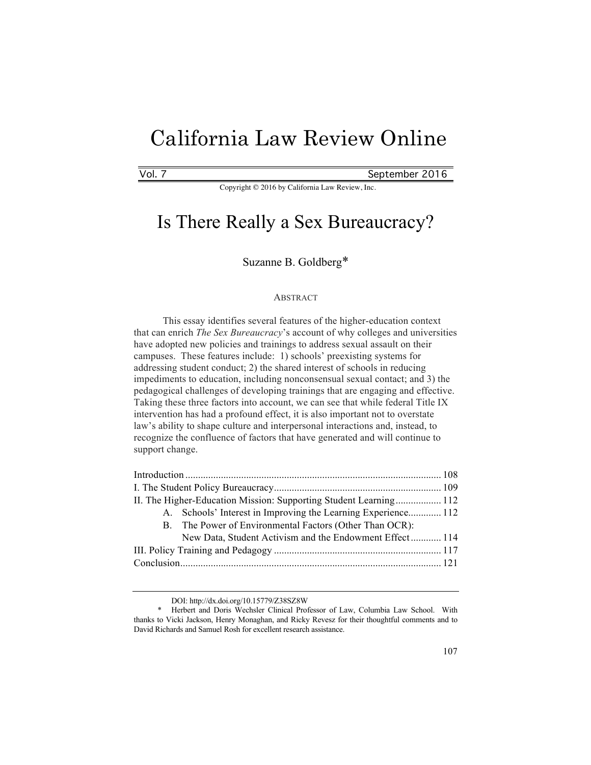# California Law Review Online

Vol. 7 September 2016

Copyright © 2016 by California Law Review, Inc.

## Is There Really a Sex Bureaucracy?

Suzanne B. Goldberg*

ABSTRACT

This essay identifies several features of the higher-education context that can enrich *The Sex Bureaucracy*'s account of why colleges and universities have adopted new policies and trainings to address sexual assault on their campuses. These features include: 1) schools' preexisting systems for addressing student conduct; 2) the shared interest of schools in reducing impediments to education, including nonconsensual sexual contact; and 3) the pedagogical challenges of developing trainings that are engaging and effective. Taking these three factors into account, we can see that while federal Title IX intervention has had a profound effect, it is also important not to overstate law's ability to shape culture and interpersonal interactions and, instead, to recognize the confluence of factors that have generated and will continue to support change.

Introduction .................................................................................................... 108
I. The Student Policy Bureaucracy................................................................. 109
II. The Higher-Education Mission: Supporting Student Learning.................. 112
  A. Schools' Interest in Improving the Learning Experience............. 112
  B. The Power of Environmental Factors (Other Than OCR): New Data, Student Activism and the Endowment Effect............ 114
III. Policy Training and Pedagogy ................................................................. 117
Conclusion...................................................................................................... 121

DOI: http://dx.doi.org/10.15779/Z38SZ8W

\* Herbert and Doris Wechsler Clinical Professor of Law, Columbia Law School. With thanks to Vicki Jackson, Henry Monaghan, and Ricky Revesz for their thoughtful comments and to David Richards and Samuel Rosh for excellent research assistance.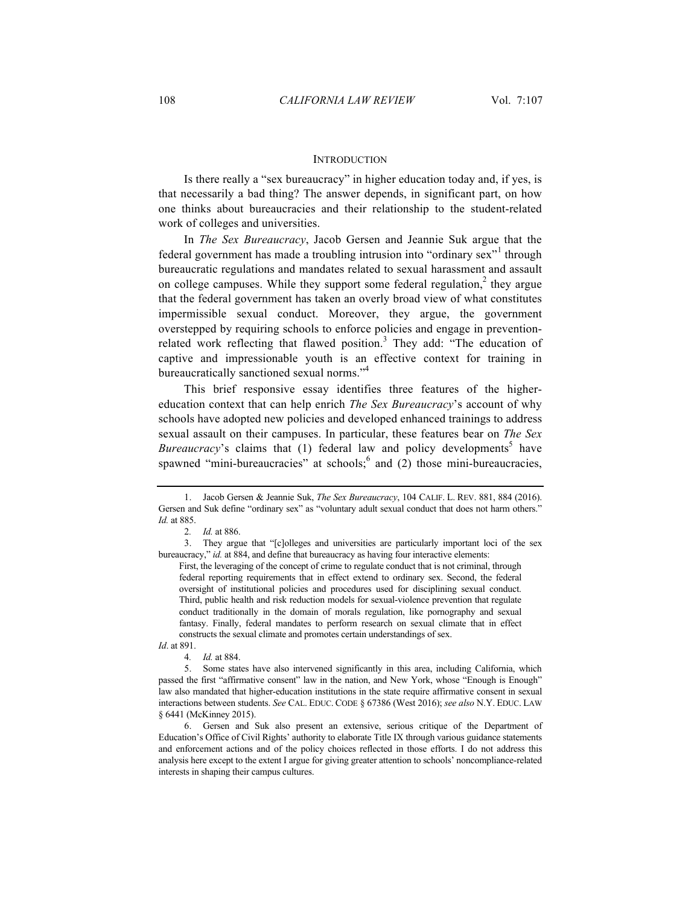## INTRODUCTION

Is there really a "sex bureaucracy" in higher education today and, if yes, is that necessarily a bad thing? The answer depends, in significant part, on how one thinks about bureaucracies and their relationship to the student-related work of colleges and universities.

In *The Sex Bureaucracy*, Jacob Gersen and Jeannie Suk argue that the federal government has made a troubling intrusion into "ordinary sex"[1] through bureaucratic regulations and mandates related to sexual harassment and assault on college campuses. While they support some federal regulation,[2] they argue that the federal government has taken an overly broad view of what constitutes impermissible sexual conduct. Moreover, they argue, the government overstepped by requiring schools to enforce policies and engage in prevention-related work reflecting that flawed position.[3] They add: "The education of captive and impressionable youth is an effective context for training in bureaucratically sanctioned sexual norms."[4]

This brief responsive essay identifies three features of the higher-education context that can help enrich *The Sex Bureaucracy*'s account of why schools have adopted new policies and developed enhanced trainings to address sexual assault on their campuses. In particular, these features bear on *The Sex Bureaucracy*'s claims that (1) federal law and policy developments[5] have spawned "mini-bureaucracies" at schools;[6] and (2) those mini-bureaucracies,

---

1. Jacob Gersen & Jeannie Suk, *The Sex Bureaucracy*, 104 CALIF. L. REV. 881, 884 (2016). Gersen and Suk define "ordinary sex" as "voluntary adult sexual conduct that does not harm others." *Id.* at 885.

2. *Id.* at 886.

3. They argue that "[c]olleges and universities are particularly important loci of the sex bureaucracy," *id.* at 884, and define that bureaucracy as having four interactive elements:

> First, the leveraging of the concept of crime to regulate conduct that is not criminal, through federal reporting requirements that in effect extend to ordinary sex. Second, the federal oversight of institutional policies and procedures used for disciplining sexual conduct. Third, public health and risk reduction models for sexual-violence prevention that regulate conduct traditionally in the domain of morals regulation, like pornography and sexual fantasy. Finally, federal mandates to perform research on sexual climate that in effect constructs the sexual climate and promotes certain understandings of sex.

*Id*. at 891.

4. *Id.* at 884.

5. Some states have also intervened significantly in this area, including California, which passed the first "affirmative consent" law in the nation, and New York, whose "Enough is Enough" law also mandated that higher-education institutions in the state require affirmative consent in sexual interactions between students. *See* CAL. EDUC. CODE § 67386 (West 2016); *see also* N.Y. EDUC. LAW § 6441 (McKinney 2015).

6. Gersen and Suk also present an extensive, serious critique of the Department of Education's Office of Civil Rights' authority to elaborate Title IX through various guidance statements and enforcement actions and of the policy choices reflected in those efforts. I do not address this analysis here except to the extent I argue for giving greater attention to schools' noncompliance-related interests in shaping their campus cultures.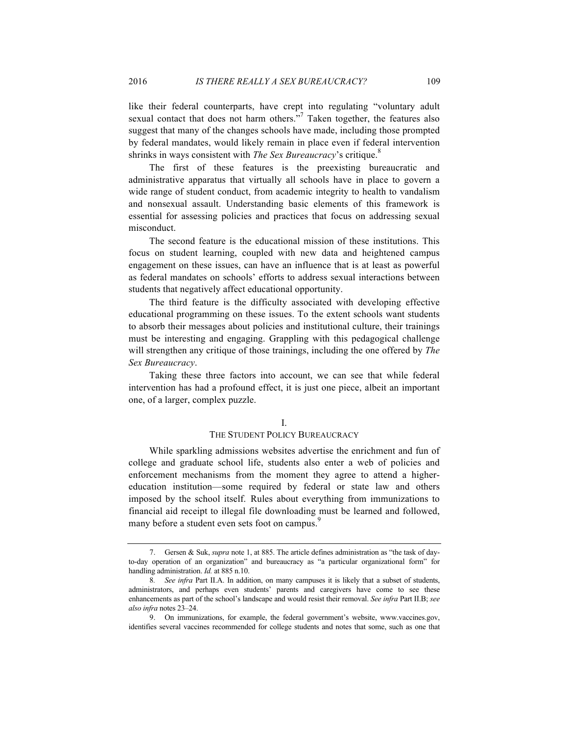like their federal counterparts, have crept into regulating "voluntary adult sexual contact that does not harm others."[7] Taken together, the features also suggest that many of the changes schools have made, including those prompted by federal mandates, would likely remain in place even if federal intervention shrinks in ways consistent with *The Sex Bureaucracy*'s critique.[8]

The first of these features is the preexisting bureaucratic and administrative apparatus that virtually all schools have in place to govern a wide range of student conduct, from academic integrity to health to vandalism and nonsexual assault. Understanding basic elements of this framework is essential for assessing policies and practices that focus on addressing sexual misconduct.

The second feature is the educational mission of these institutions. This focus on student learning, coupled with new data and heightened campus engagement on these issues, can have an influence that is at least as powerful as federal mandates on schools' efforts to address sexual interactions between students that negatively affect educational opportunity.

The third feature is the difficulty associated with developing effective educational programming on these issues. To the extent schools want students to absorb their messages about policies and institutional culture, their trainings must be interesting and engaging. Grappling with this pedagogical challenge will strengthen any critique of those trainings, including the one offered by *The Sex Bureaucracy*.

Taking these three factors into account, we can see that while federal intervention has had a profound effect, it is just one piece, albeit an important one, of a larger, complex puzzle.

## I.
## THE STUDENT POLICY BUREAUCRACY

While sparkling admissions websites advertise the enrichment and fun of college and graduate school life, students also enter a web of policies and enforcement mechanisms from the moment they agree to attend a higher-education institution—some required by federal or state law and others imposed by the school itself. Rules about everything from immunizations to financial aid receipt to illegal file downloading must be learned and followed, many before a student even sets foot on campus.[9]

---

7. Gersen & Suk, *supra* note 1, at 885. The article defines administration as "the task of day-to-day operation of an organization" and bureaucracy as "a particular organizational form" for handling administration. *Id.* at 885 n.10.

8. *See infra* Part II.A. In addition, on many campuses it is likely that a subset of students, administrators, and perhaps even students' parents and caregivers have come to see these enhancements as part of the school's landscape and would resist their removal. *See infra* Part II.B; *see also infra* notes 23–24.

9. On immunizations, for example, the federal government's website, www.vaccines.gov, identifies several vaccines recommended for college students and notes that some, such as one that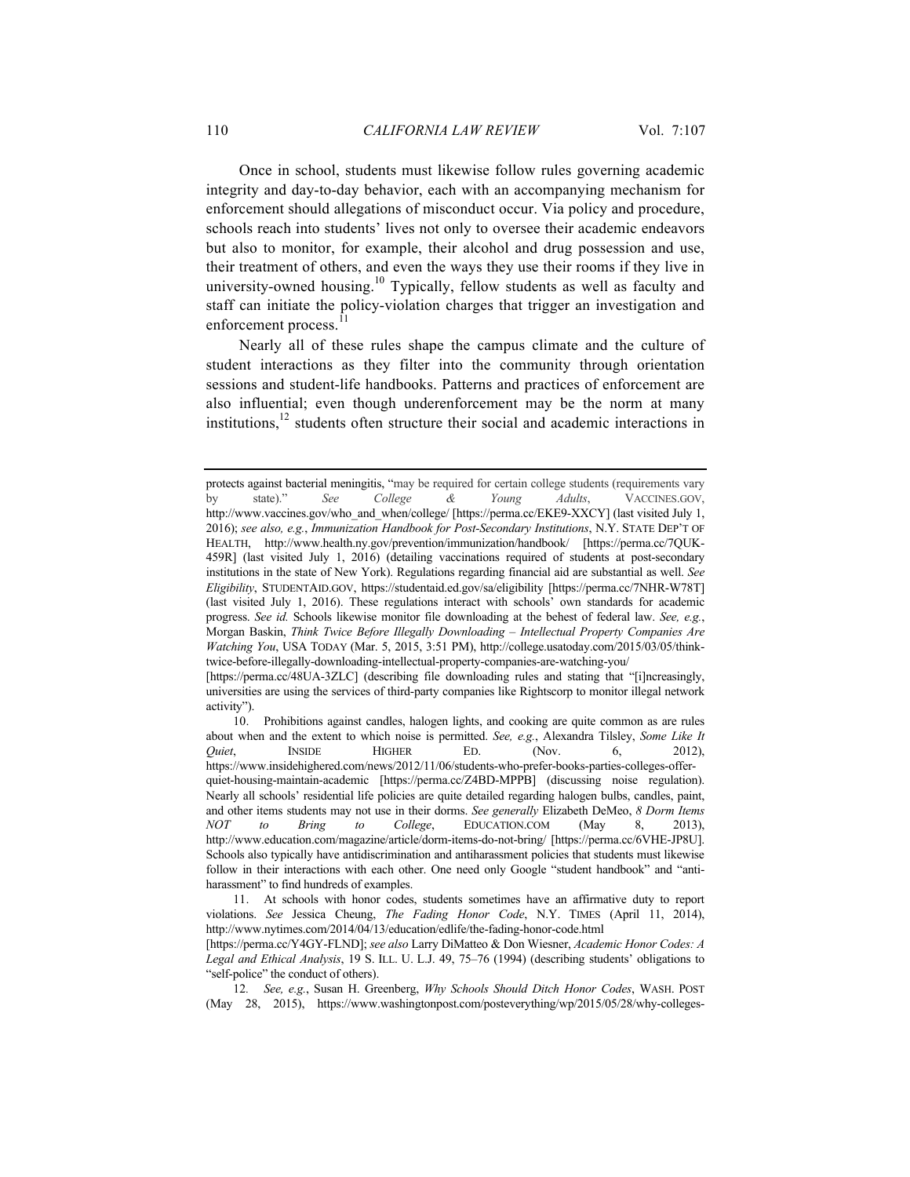Once in school, students must likewise follow rules governing academic integrity and day-to-day behavior, each with an accompanying mechanism for enforcement should allegations of misconduct occur. Via policy and procedure, schools reach into students' lives not only to oversee their academic endeavors but also to monitor, for example, their alcohol and drug possession and use, their treatment of others, and even the ways they use their rooms if they live in university-owned housing.[10] Typically, fellow students as well as faculty and staff can initiate the policy-violation charges that trigger an investigation and enforcement process.[11]

Nearly all of these rules shape the campus climate and the culture of student interactions as they filter into the community through orientation sessions and student-life handbooks. Patterns and practices of enforcement are also influential; even though underenforcement may be the norm at many institutions,[12] students often structure their social and academic interactions in

---

protects against bacterial meningitis, "may be required for certain college students (requirements vary by state)." *See College & Young Adults*, VACCINES.GOV, http://www.vaccines.gov/who_and_when/college/ [https://perma.cc/EKE9-XXCY] (last visited July 1, 2016); *see also, e.g.*, *Immunization Handbook for Post-Secondary Institutions*, N.Y. STATE DEP'T OF HEALTH, http://www.health.ny.gov/prevention/immunization/handbook/ [https://perma.cc/7QUK-459R] (last visited July 1, 2016) (detailing vaccinations required of students at post-secondary institutions in the state of New York). Regulations regarding financial aid are substantial as well. *See Eligibility*, STUDENTAID.GOV, https://studentaid.ed.gov/sa/eligibility [https://perma.cc/7NHR-W78T] (last visited July 1, 2016). These regulations interact with schools' own standards for academic progress. *See id.* Schools likewise monitor file downloading at the behest of federal law. *See, e.g.*, Morgan Baskin, *Think Twice Before Illegally Downloading – Intellectual Property Companies Are Watching You*, USA TODAY (Mar. 5, 2015, 3:51 PM), http://college.usatoday.com/2015/03/05/think-twice-before-illegally-downloading-intellectual-property-companies-are-watching-you/ [https://perma.cc/48UA-3ZLC] (describing file downloading rules and stating that "[i]ncreasingly, universities are using the services of third-party companies like Rightscorp to monitor illegal network activity").

10. Prohibitions against candles, halogen lights, and cooking are quite common as are rules about when and the extent to which noise is permitted. *See, e.g.*, Alexandra Tilsley, *Some Like It Quiet*, INSIDE HIGHER ED. (Nov. 6, 2012), https://www.insidehighered.com/news/2012/11/06/students-who-prefer-books-parties-colleges-offer-quiet-housing-maintain-academic [https://perma.cc/Z4BD-MPPB] (discussing noise regulation). Nearly all schools' residential life policies are quite detailed regarding halogen bulbs, candles, paint, and other items students may not use in their dorms. *See generally* Elizabeth DeMeo, *8 Dorm Items NOT to Bring to College*, EDUCATION.COM (May 8, 2013), http://www.education.com/magazine/article/dorm-items-do-not-bring/ [https://perma.cc/6VHE-JP8U]. Schools also typically have antidiscrimination and antiharassment policies that students must likewise follow in their interactions with each other. One need only Google "student handbook" and "anti-harassment" to find hundreds of examples.

11. At schools with honor codes, students sometimes have an affirmative duty to report violations. *See* Jessica Cheung, *The Fading Honor Code*, N.Y. TIMES (April 11, 2014), http://www.nytimes.com/2014/04/13/education/edlife/the-fading-honor-code.html [https://perma.cc/Y4GY-FLND]; *see also* Larry DiMatteo & Don Wiesner, *Academic Honor Codes: A Legal and Ethical Analysis*, 19 S. ILL. U. L.J. 49, 75–76 (1994) (describing students' obligations to "self-police" the conduct of others).

12. *See, e.g.*, Susan H. Greenberg, *Why Schools Should Ditch Honor Codes*, WASH. POST (May 28, 2015), https://www.washingtonpost.com/posteverything/wp/2015/05/28/why-colleges-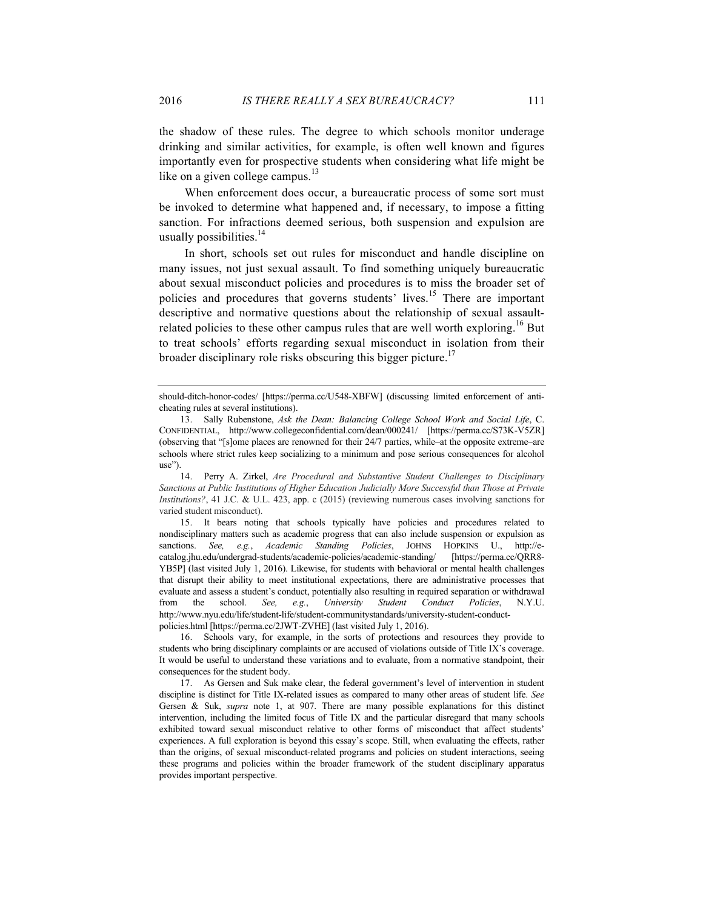the shadow of these rules. The degree to which schools monitor underage drinking and similar activities, for example, is often well known and figures importantly even for prospective students when considering what life might be like on a given college campus.[13]

When enforcement does occur, a bureaucratic process of some sort must be invoked to determine what happened and, if necessary, to impose a fitting sanction. For infractions deemed serious, both suspension and expulsion are usually possibilities.[14]

In short, schools set out rules for misconduct and handle discipline on many issues, not just sexual assault. To find something uniquely bureaucratic about sexual misconduct policies and procedures is to miss the broader set of policies and procedures that governs students' lives.[15] There are important descriptive and normative questions about the relationship of sexual assault-related policies to these other campus rules that are well worth exploring.[16] But to treat schools' efforts regarding sexual misconduct in isolation from their broader disciplinary role risks obscuring this bigger picture.[17]

---

should-ditch-honor-codes/ [https://perma.cc/U548-XBFW] (discussing limited enforcement of anti-cheating rules at several institutions).

13. Sally Rubenstone, *Ask the Dean: Balancing College School Work and Social Life*, C. CONFIDENTIAL, http://www.collegeconfidential.com/dean/000241/ [https://perma.cc/S73K-V5ZR] (observing that "[s]ome places are renowned for their 24/7 parties, while–at the opposite extreme–are schools where strict rules keep socializing to a minimum and pose serious consequences for alcohol use").

14. Perry A. Zirkel, *Are Procedural and Substantive Student Challenges to Disciplinary Sanctions at Public Institutions of Higher Education Judicially More Successful than Those at Private Institutions?*, 41 J.C. & U.L. 423, app. c (2015) (reviewing numerous cases involving sanctions for varied student misconduct).

15. It bears noting that schools typically have policies and procedures related to nondisciplinary matters such as academic progress that can also include suspension or expulsion as sanctions. *See, e.g.*, *Academic Standing Policies*, JOHNS HOPKINS U., http://e-catalog.jhu.edu/undergrad-students/academic-policies/academic-standing/ [https://perma.cc/QRR8-YB5P] (last visited July 1, 2016). Likewise, for students with behavioral or mental health challenges that disrupt their ability to meet institutional expectations, there are administrative processes that evaluate and assess a student's conduct, potentially also resulting in required separation or withdrawal from the school. *See, e.g.*, *University Student Conduct Policies*, N.Y.U. http://www.nyu.edu/life/student-life/student-communitystandards/university-student-conduct-policies.html [https://perma.cc/2JWT-ZVHE] (last visited July 1, 2016).

16. Schools vary, for example, in the sorts of protections and resources they provide to students who bring disciplinary complaints or are accused of violations outside of Title IX's coverage. It would be useful to understand these variations and to evaluate, from a normative standpoint, their consequences for the student body.

17. As Gersen and Suk make clear, the federal government's level of intervention in student discipline is distinct for Title IX-related issues as compared to many other areas of student life. *See* Gersen & Suk, *supra* note 1, at 907. There are many possible explanations for this distinct intervention, including the limited focus of Title IX and the particular disregard that many schools exhibited toward sexual misconduct relative to other forms of misconduct that affect students' experiences. A full exploration is beyond this essay's scope. Still, when evaluating the effects, rather than the origins, of sexual misconduct-related programs and policies on student interactions, seeing these programs and policies within the broader framework of the student disciplinary apparatus provides important perspective.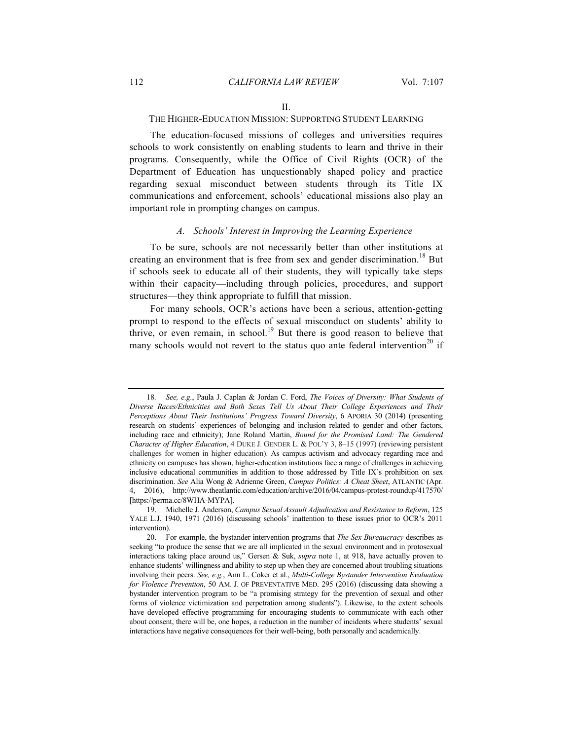## II.

## THE HIGHER-EDUCATION MISSION: SUPPORTING STUDENT LEARNING

The education-focused missions of colleges and universities requires schools to work consistently on enabling students to learn and thrive in their programs. Consequently, while the Office of Civil Rights (OCR) of the Department of Education has unquestionably shaped policy and practice regarding sexual misconduct between students through its Title IX communications and enforcement, schools' educational missions also play an important role in prompting changes on campus.

### *A. Schools' Interest in Improving the Learning Experience*

To be sure, schools are not necessarily better than other institutions at creating an environment that is free from sex and gender discrimination.[18] But if schools seek to educate all of their students, they will typically take steps within their capacity—including through policies, procedures, and support structures—they think appropriate to fulfill that mission.

For many schools, OCR's actions have been a serious, attention-getting prompt to respond to the effects of sexual misconduct on students' ability to thrive, or even remain, in school.[19] But there is good reason to believe that many schools would not revert to the status quo ante federal intervention[20] if

---

18. *See, e.g.*, Paula J. Caplan & Jordan C. Ford, *The Voices of Diversity: What Students of Diverse Races/Ethnicities and Both Sexes Tell Us About Their College Experiences and Their Perceptions About Their Institutions' Progress Toward Diversity*, 6 APORIA 30 (2014) (presenting research on students' experiences of belonging and inclusion related to gender and other factors, including race and ethnicity); Jane Roland Martin, *Bound for the Promised Land: The Gendered Character of Higher Education*, 4 DUKE J. GENDER L. & POL'Y 3, 8–15 (1997) (reviewing persistent challenges for women in higher education). As campus activism and advocacy regarding race and ethnicity on campuses has shown, higher-education institutions face a range of challenges in achieving inclusive educational communities in addition to those addressed by Title IX's prohibition on sex discrimination. *See* Alia Wong & Adrienne Green, *Campus Politics: A Cheat Sheet*, ATLANTIC (Apr. 4, 2016), http://www.theatlantic.com/education/archive/2016/04/campus-protest-roundup/417570/ [https://perma.cc/8WHA-MYPA].

19. Michelle J. Anderson, *Campus Sexual Assault Adjudication and Resistance to Reform*, 125 YALE L.J. 1940, 1971 (2016) (discussing schools' inattention to these issues prior to OCR's 2011 intervention).

20. For example, the bystander intervention programs that *The Sex Bureaucracy* describes as seeking "to produce the sense that we are all implicated in the sexual environment and in protosexual interactions taking place around us," Gersen & Suk, *supra* note 1, at 918, have actually proven to enhance students' willingness and ability to step up when they are concerned about troubling situations involving their peers. *See, e.g.*, Ann L. Coker et al., *Multi-College Bystander Intervention Evaluation for Violence Prevention*, 50 AM. J. OF PREVENTATIVE MED. 295 (2016) (discussing data showing a bystander intervention program to be "a promising strategy for the prevention of sexual and other forms of violence victimization and perpetration among students"). Likewise, to the extent schools have developed effective programming for encouraging students to communicate with each other about consent, there will be, one hopes, a reduction in the number of incidents where students' sexual interactions have negative consequences for their well-being, both personally and academically.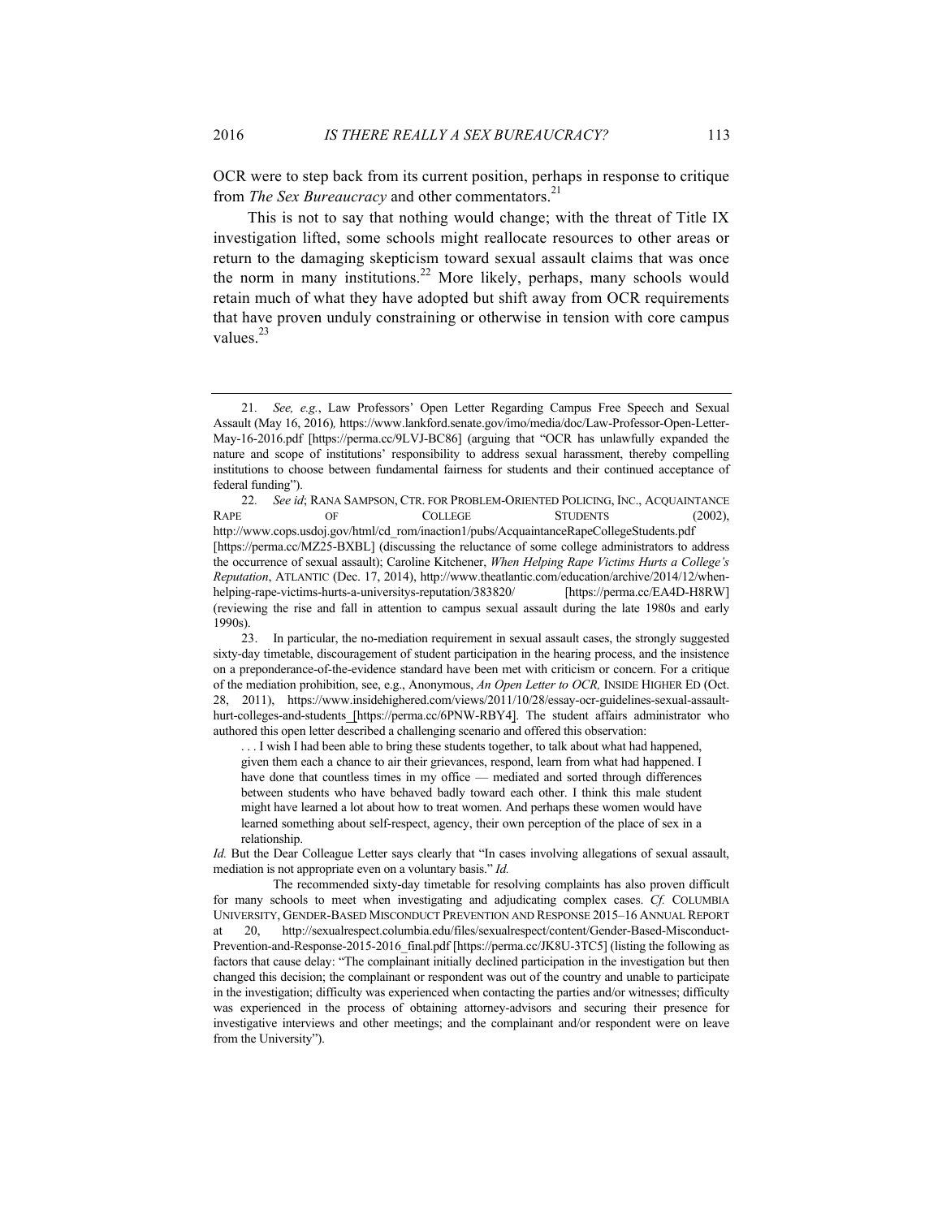OCR were to step back from its current position, perhaps in response to critique from *The Sex Bureaucracy* and other commentators.[21]

This is not to say that nothing would change; with the threat of Title IX investigation lifted, some schools might reallocate resources to other areas or return to the damaging skepticism toward sexual assault claims that was once the norm in many institutions.[22] More likely, perhaps, many schools would retain much of what they have adopted but shift away from OCR requirements that have proven unduly constraining or otherwise in tension with core campus values.[23]

---

21. *See, e.g.*, Law Professors' Open Letter Regarding Campus Free Speech and Sexual Assault (May 16, 2016), https://www.lankford.senate.gov/imo/media/doc/Law-Professor-Open-Letter-May-16-2016.pdf [https://perma.cc/9LVJ-BC86] (arguing that "OCR has unlawfully expanded the nature and scope of institutions' responsibility to address sexual harassment, thereby compelling institutions to choose between fundamental fairness for students and their continued acceptance of federal funding").

22. *See id*; RANA SAMPSON, CTR. FOR PROBLEM-ORIENTED POLICING, INC., ACQUAINTANCE RAPE OF COLLEGE STUDENTS (2002), http://www.cops.usdoj.gov/html/cd_rom/inaction1/pubs/AcquaintanceRapeCollegeStudents.pdf [https://perma.cc/MZ25-BXBL] (discussing the reluctance of some college administrators to address the occurrence of sexual assault); Caroline Kitchener, *When Helping Rape Victims Hurts a College's Reputation*, ATLANTIC (Dec. 17, 2014), http://www.theatlantic.com/education/archive/2014/12/when-helping-rape-victims-hurts-a-universitys-reputation/383820/ [https://perma.cc/EA4D-H8RW] (reviewing the rise and fall in attention to campus sexual assault during the late 1980s and early 1990s).

23. In particular, the no-mediation requirement in sexual assault cases, the strongly suggested sixty-day timetable, discouragement of student participation in the hearing process, and the insistence on a preponderance-of-the-evidence standard have been met with criticism or concern. For a critique of the mediation prohibition, see, e.g., Anonymous, *An Open Letter to OCR,* INSIDE HIGHER ED (Oct. 28, 2011), https://www.insidehighered.com/views/2011/10/28/essay-ocr-guidelines-sexual-assault-hurt-colleges-and-students [https://perma.cc/6PNW-RBY4]. The student affairs administrator who authored this open letter described a challenging scenario and offered this observation:

> . . . I wish I had been able to bring these students together, to talk about what had happened, given them each a chance to air their grievances, respond, learn from what had happened. I have done that countless times in my office — mediated and sorted through differences between students who have behaved badly toward each other. I think this male student might have learned a lot about how to treat women. And perhaps these women would have learned something about self-respect, agency, their own perception of the place of sex in a relationship.

*Id.* But the Dear Colleague Letter says clearly that "In cases involving allegations of sexual assault, mediation is not appropriate even on a voluntary basis." *Id.*

The recommended sixty-day timetable for resolving complaints has also proven difficult for many schools to meet when investigating and adjudicating complex cases. *Cf.* COLUMBIA UNIVERSITY, GENDER-BASED MISCONDUCT PREVENTION AND RESPONSE 2015–16 ANNUAL REPORT at 20, http://sexualrespect.columbia.edu/files/sexualrespect/content/Gender-Based-Misconduct-Prevention-and-Response-2015-2016_final.pdf [https://perma.cc/JK8U-3TC5] (listing the following as factors that cause delay: "The complainant initially declined participation in the investigation but then changed this decision; the complainant or respondent was out of the country and unable to participate in the investigation; difficulty was experienced when contacting the parties and/or witnesses; difficulty was experienced in the process of obtaining attorney-advisors and securing their presence for investigative interviews and other meetings; and the complainant and/or respondent were on leave from the University").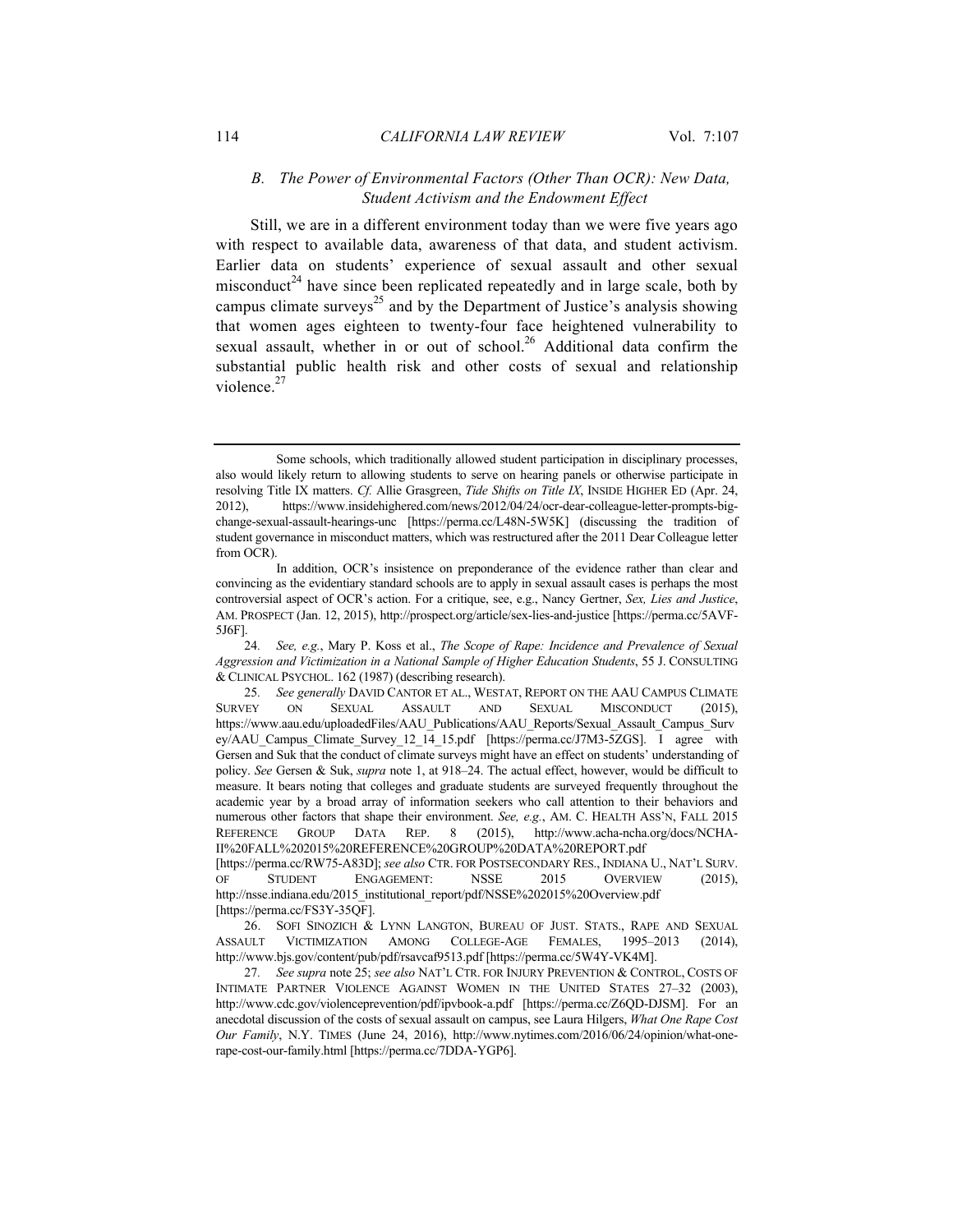### *B. The Power of Environmental Factors (Other Than OCR): New Data, Student Activism and the Endowment Effect*

Still, we are in a different environment today than we were five years ago with respect to available data, awareness of that data, and student activism. Earlier data on students' experience of sexual assault and other sexual misconduct[24] have since been replicated repeatedly and in large scale, both by campus climate surveys[25] and by the Department of Justice's analysis showing that women ages eighteen to twenty-four face heightened vulnerability to sexual assault, whether in or out of school.[26] Additional data confirm the substantial public health risk and other costs of sexual and relationship violence.[27]

---

Some schools, which traditionally allowed student participation in disciplinary processes, also would likely return to allowing students to serve on hearing panels or otherwise participate in resolving Title IX matters. *Cf.* Allie Grasgreen, *Tide Shifts on Title IX*, INSIDE HIGHER ED (Apr. 24, 2012), https://www.insidehighered.com/news/2012/04/24/ocr-dear-colleague-letter-prompts-big-change-sexual-assault-hearings-unc [https://perma.cc/L48N-5W5K] (discussing the tradition of student governance in misconduct matters, which was restructured after the 2011 Dear Colleague letter from OCR).

In addition, OCR's insistence on preponderance of the evidence rather than clear and convincing as the evidentiary standard schools are to apply in sexual assault cases is perhaps the most controversial aspect of OCR's action. For a critique, see, e.g., Nancy Gertner, *Sex, Lies and Justice*, AM. PROSPECT (Jan. 12, 2015), http://prospect.org/article/sex-lies-and-justice [https://perma.cc/5AVF-5J6F].

24. *See, e.g.*, Mary P. Koss et al., *The Scope of Rape: Incidence and Prevalence of Sexual Aggression and Victimization in a National Sample of Higher Education Students*, 55 J. CONSULTING & CLINICAL PSYCHOL. 162 (1987) (describing research).

25. *See generally* DAVID CANTOR ET AL., WESTAT, REPORT ON THE AAU CAMPUS CLIMATE SURVEY ON SEXUAL ASSAULT AND SEXUAL MISCONDUCT (2015), https://www.aau.edu/uploadedFiles/AAU_Publications/AAU_Reports/Sexual_Assault_Campus_Survey/AAU_Campus_Climate_Survey_12_14_15.pdf [https://perma.cc/J7M3-5ZGS]. I agree with Gersen and Suk that the conduct of climate surveys might have an effect on students' understanding of policy. *See* Gersen & Suk, *supra* note 1, at 918–24. The actual effect, however, would be difficult to measure. It bears noting that colleges and graduate students are surveyed frequently throughout the academic year by a broad array of information seekers who call attention to their behaviors and numerous other factors that shape their environment. *See, e.g.*, AM. C. HEALTH ASS'N, FALL 2015 REFERENCE GROUP DATA REP. 8 (2015), http://www.acha-ncha.org/docs/NCHA-II%20FALL%202015%20REFERENCE%20GROUP%20DATA%20REPORT.pdf [https://perma.cc/RW75-A83D]; *see also* CTR. FOR POSTSECONDARY RES., INDIANA U., NAT'L SURV. OF STUDENT ENGAGEMENT: NSSE 2015 OVERVIEW (2015), http://nsse.indiana.edu/2015_institutional_report/pdf/NSSE%202015%20Overview.pdf [https://perma.cc/FS3Y-35QF].

26. SOFI SINOZICH & LYNN LANGTON, BUREAU OF JUST. STATS., RAPE AND SEXUAL ASSAULT VICTIMIZATION AMONG COLLEGE-AGE FEMALES, 1995–2013 (2014), http://www.bjs.gov/content/pub/pdf/rsavcaf9513.pdf [https://perma.cc/5W4Y-VK4M].

27. *See supra* note 25; *see also* NAT'L CTR. FOR INJURY PREVENTION & CONTROL, COSTS OF INTIMATE PARTNER VIOLENCE AGAINST WOMEN IN THE UNITED STATES 27–32 (2003), http://www.cdc.gov/violenceprevention/pdf/ipvbook-a.pdf [https://perma.cc/Z6QD-DJSM]. For an anecdotal discussion of the costs of sexual assault on campus, see Laura Hilgers, *What One Rape Cost Our Family*, N.Y. TIMES (June 24, 2016), http://www.nytimes.com/2016/06/24/opinion/what-one-rape-cost-our-family.html [https://perma.cc/7DDA-YGP6].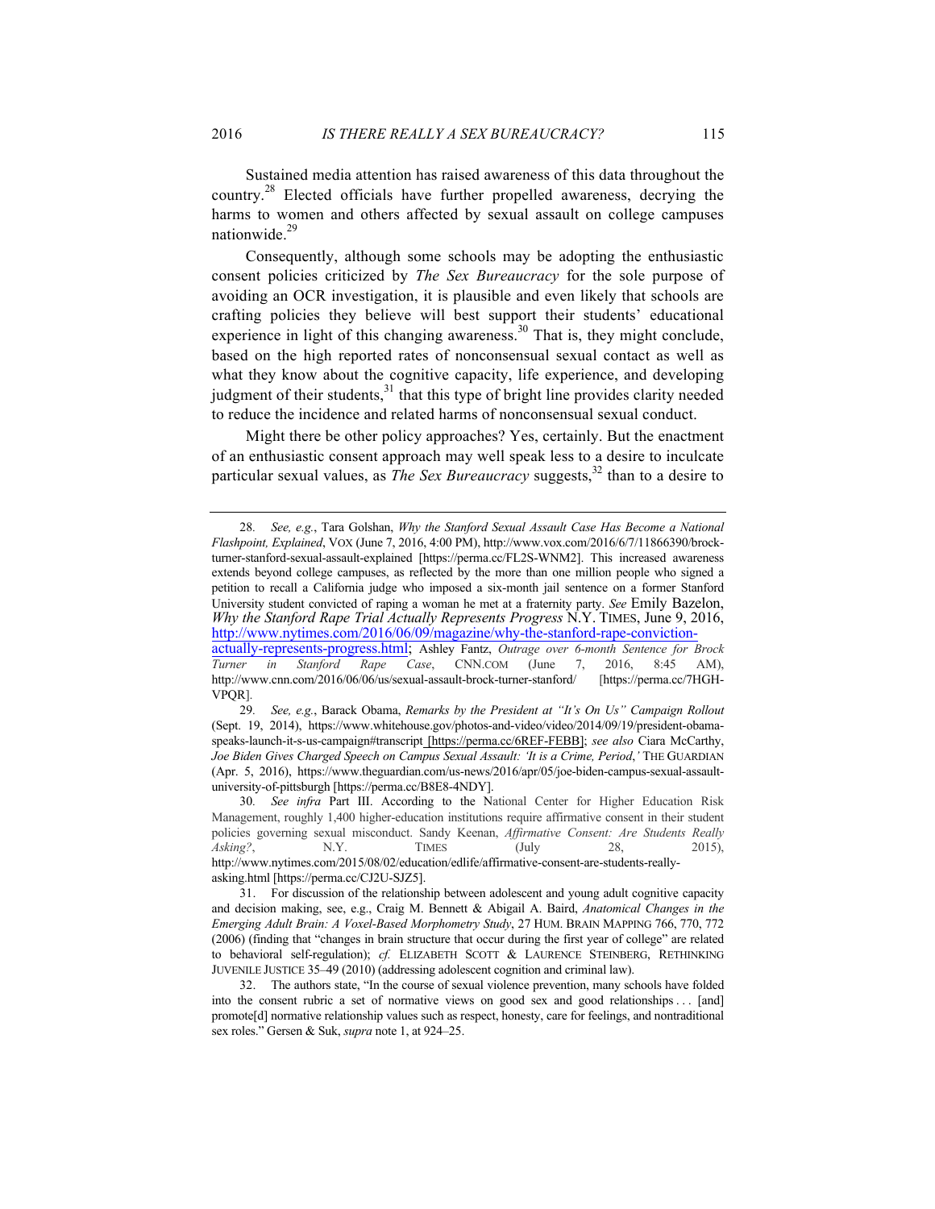Sustained media attention has raised awareness of this data throughout the country.[28] Elected officials have further propelled awareness, decrying the harms to women and others affected by sexual assault on college campuses nationwide.[29]

Consequently, although some schools may be adopting the enthusiastic consent policies criticized by *The Sex Bureaucracy* for the sole purpose of avoiding an OCR investigation, it is plausible and even likely that schools are crafting policies they believe will best support their students' educational experience in light of this changing awareness.[30] That is, they might conclude, based on the high reported rates of nonconsensual sexual contact as well as what they know about the cognitive capacity, life experience, and developing judgment of their students,[31] that this type of bright line provides clarity needed to reduce the incidence and related harms of nonconsensual sexual conduct.

Might there be other policy approaches? Yes, certainly. But the enactment of an enthusiastic consent approach may well speak less to a desire to inculcate particular sexual values, as *The Sex Bureaucracy* suggests,[32] than to a desire to

---

28. *See, e.g.*, Tara Golshan, *Why the Stanford Sexual Assault Case Has Become a National Flashpoint, Explained*, VOX (June 7, 2016, 4:00 PM), http://www.vox.com/2016/6/7/11866390/brock-turner-stanford-sexual-assault-explained [https://perma.cc/FL2S-WNM2]. This increased awareness extends beyond college campuses, as reflected by the more than one million people who signed a petition to recall a California judge who imposed a six-month jail sentence on a former Stanford University student convicted of raping a woman he met at a fraternity party. *See* Emily Bazelon, *Why the Stanford Rape Trial Actually Represents Progress* N.Y. TIMES, June 9, 2016, http://www.nytimes.com/2016/06/09/magazine/why-the-stanford-rape-conviction-actually-represents-progress.html; Ashley Fantz, *Outrage over 6-month Sentence for Brock Turner in Stanford Rape Case*, CNN.COM (June 7, 2016, 8:45 AM), http://www.cnn.com/2016/06/06/us/sexual-assault-brock-turner-stanford/ [https://perma.cc/7HGH-VPQR].

29. *See, e.g.*, Barack Obama, *Remarks by the President at "It's On Us" Campaign Rollout* (Sept. 19, 2014), https://www.whitehouse.gov/photos-and-video/video/2014/09/19/president-obama-speaks-launch-it-s-us-campaign#transcript [https://perma.cc/6REF-FEBB]; *see also* Ciara McCarthy, *Joe Biden Gives Charged Speech on Campus Sexual Assault: 'It is a Crime, Period*,*'* THE GUARDIAN (Apr. 5, 2016), https://www.theguardian.com/us-news/2016/apr/05/joe-biden-campus-sexual-assault-university-of-pittsburgh [https://perma.cc/B8E8-4NDY].

30. *See infra* Part III. According to the National Center for Higher Education Risk Management, roughly 1,400 higher-education institutions require affirmative consent in their student policies governing sexual misconduct. Sandy Keenan, *Affirmative Consent: Are Students Really Asking?*, N.Y. TIMES (July 28, 2015), http://www.nytimes.com/2015/08/02/education/edlife/affirmative-consent-are-students-really-asking.html [https://perma.cc/CJ2U-SJZ5].

31. For discussion of the relationship between adolescent and young adult cognitive capacity and decision making, see, e.g., Craig M. Bennett & Abigail A. Baird, *Anatomical Changes in the Emerging Adult Brain: A Voxel-Based Morphometry Study*, 27 HUM. BRAIN MAPPING 766, 770, 772 (2006) (finding that "changes in brain structure that occur during the first year of college" are related to behavioral self-regulation); *cf.* ELIZABETH SCOTT & LAURENCE STEINBERG, RETHINKING JUVENILE JUSTICE 35–49 (2010) (addressing adolescent cognition and criminal law).

32. The authors state, "In the course of sexual violence prevention, many schools have folded into the consent rubric a set of normative views on good sex and good relationships . . . [and] promote[d] normative relationship values such as respect, honesty, care for feelings, and nontraditional sex roles." Gersen & Suk, *supra* note 1, at 924–25.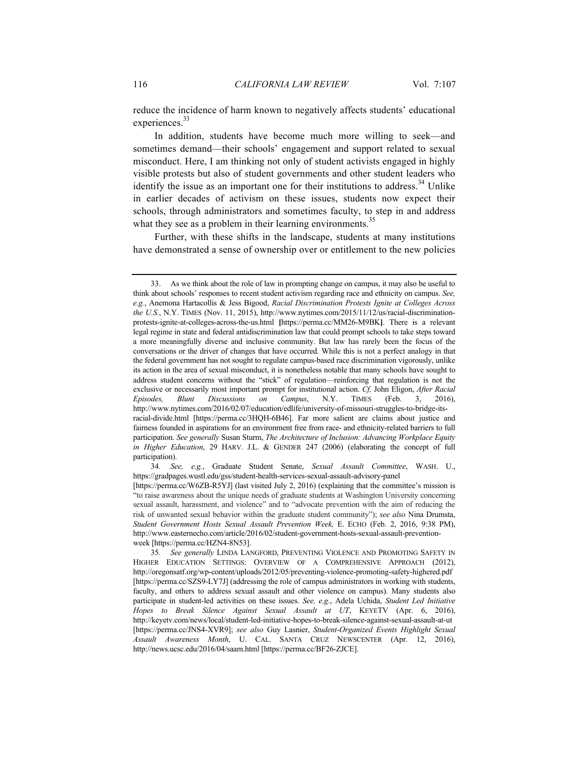reduce the incidence of harm known to negatively affects students' educational experiences.[33]

In addition, students have become much more willing to seek—and sometimes demand—their schools' engagement and support related to sexual misconduct. Here, I am thinking not only of student activists engaged in highly visible protests but also of student governments and other student leaders who identify the issue as an important one for their institutions to address.[34] Unlike in earlier decades of activism on these issues, students now expect their schools, through administrators and sometimes faculty, to step in and address what they see as a problem in their learning environments.[35]

Further, with these shifts in the landscape, students at many institutions have demonstrated a sense of ownership over or entitlement to the new policies

---

33. As we think about the role of law in prompting change on campus, it may also be useful to think about schools' responses to recent student activism regarding race and ethnicity on campus. *See, e.g.*, Anemona Hartacollis & Jess Bigood, *Racial Discrimination Protests Ignite at Colleges Across the U.S.*, N.Y. TIMES (Nov. 11, 2015), http://www.nytimes.com/2015/11/12/us/racial-discrimination-protests-ignite-at-colleges-across-the-us.html [https://perma.cc/MM26-M9BK]. There is a relevant legal regime in state and federal antidiscrimination law that could prompt schools to take steps toward a more meaningfully diverse and inclusive community. But law has rarely been the focus of the conversations or the driver of changes that have occurred. While this is not a perfect analogy in that the federal government has not sought to regulate campus-based race discrimination vigorously, unlike its action in the area of sexual misconduct, it is nonetheless notable that many schools have sought to address student concerns without the "stick" of regulation—reinforcing that regulation is not the exclusive or necessarily most important prompt for institutional action. *Cf.* John Eligon, *After Racial Episodes, Blunt Discussions on Campus*, N.Y. TIMES (Feb. 3, 2016), http://www.nytimes.com/2016/02/07/education/edlife/university-of-missouri-struggles-to-bridge-its-racial-divide.html [https://perma.cc/3HQH-6B46]. Far more salient are claims about justice and fairness founded in aspirations for an environment free from race- and ethnicity-related barriers to full participation. *See generally* Susan Sturm, *The Architecture of Inclusion: Advancing Workplace Equity in Higher Education*, 29 HARV. J.L. & GENDER 247 (2006) (elaborating the concept of full participation).

34. *See, e.g.*, Graduate Student Senate, *Sexual Assault Committee*, WASH. U., https://gradpages.wustl.edu/gss/student-health-services-sexual-assault-advisory-panel [https://perma.cc/W6ZB-R5YJ] (last visited July 2, 2016) (explaining that the committee's mission is "to raise awareness about the unique needs of graduate students at Washington University concerning sexual assault, harassment, and violence" and to "advocate prevention with the aim of reducing the risk of unwanted sexual behavior within the graduate student community"); *see also* Nina Drumsta, *Student Government Hosts Sexual Assault Prevention Week,* E. ECHO (Feb. 2, 2016, 9:38 PM), http://www.easternecho.com/article/2016/02/student-government-hosts-sexual-assault-prevention-week [https://perma.cc/HZN4-8N53].

35. *See generally* LINDA LANGFORD, PREVENTING VIOLENCE AND PROMOTING SAFETY IN HIGHER EDUCATION SETTINGS: OVERVIEW OF A COMPREHENSIVE APPROACH (2012), http://oregonsatf.org/wp-content/uploads/2012/05/preventing-violence-promoting-safety-highered.pdf [https://perma.cc/SZS9-LY7J] (addressing the role of campus administrators in working with students, faculty, and others to address sexual assault and other violence on campus). Many students also participate in student-led activities on these issues. *See, e.g.*, Adela Uchida, *Student Led Initiative Hopes to Break Silence Against Sexual Assault at UT*, KEYETV (Apr. 6, 2016), http://keyetv.com/news/local/student-led-initiative-hopes-to-break-silence-against-sexual-assault-at-ut [https://perma.cc/JNS4-XVR9]; *see also* Guy Lasnier, *Student-Organized Events Highlight Sexual Assault Awareness Month*, U. CAL. SANTA CRUZ NEWSCENTER (Apr. 12, 2016), http://news.ucsc.edu/2016/04/saam.html [https://perma.cc/BF26-ZJCE].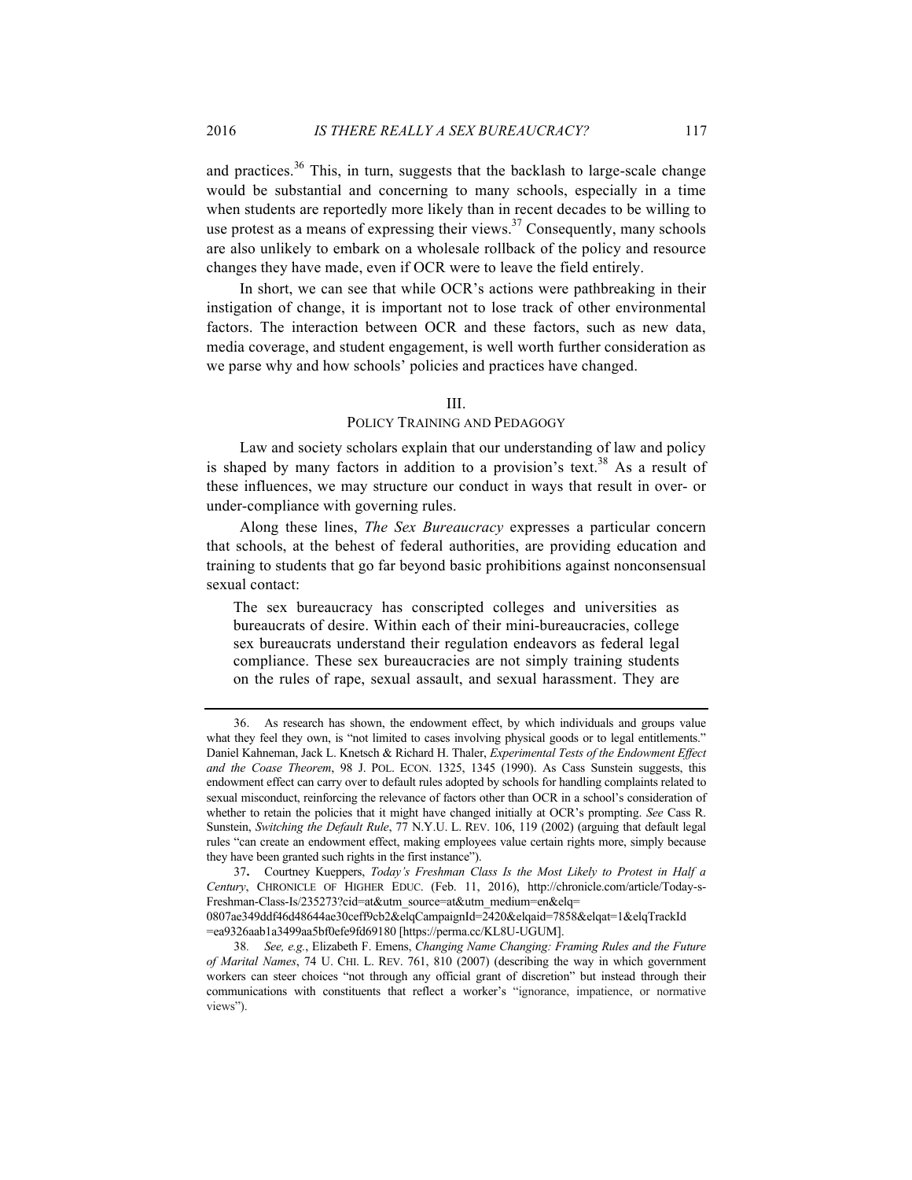and practices.[36] This, in turn, suggests that the backlash to large-scale change would be substantial and concerning to many schools, especially in a time when students are reportedly more likely than in recent decades to be willing to use protest as a means of expressing their views.[37] Consequently, many schools are also unlikely to embark on a wholesale rollback of the policy and resource changes they have made, even if OCR were to leave the field entirely.

In short, we can see that while OCR's actions were pathbreaking in their instigation of change, it is important not to lose track of other environmental factors. The interaction between OCR and these factors, such as new data, media coverage, and student engagement, is well worth further consideration as we parse why and how schools' policies and practices have changed.

## III.
## POLICY TRAINING AND PEDAGOGY

Law and society scholars explain that our understanding of law and policy is shaped by many factors in addition to a provision's text.[38] As a result of these influences, we may structure our conduct in ways that result in over- or under-compliance with governing rules.

Along these lines, *The Sex Bureaucracy* expresses a particular concern that schools, at the behest of federal authorities, are providing education and training to students that go far beyond basic prohibitions against nonconsensual sexual contact:

> The sex bureaucracy has conscripted colleges and universities as bureaucrats of desire. Within each of their mini-bureaucracies, college sex bureaucrats understand their regulation endeavors as federal legal compliance. These sex bureaucracies are not simply training students on the rules of rape, sexual assault, and sexual harassment. They are

---

36. As research has shown, the endowment effect, by which individuals and groups value what they feel they own, is "not limited to cases involving physical goods or to legal entitlements." Daniel Kahneman, Jack L. Knetsch & Richard H. Thaler, *Experimental Tests of the Endowment Effect and the Coase Theorem*, 98 J. POL. ECON. 1325, 1345 (1990). As Cass Sunstein suggests, this endowment effect can carry over to default rules adopted by schools for handling complaints related to sexual misconduct, reinforcing the relevance of factors other than OCR in a school's consideration of whether to retain the policies that it might have changed initially at OCR's prompting. *See* Cass R. Sunstein, *Switching the Default Rule*, 77 N.Y.U. L. REV. 106, 119 (2002) (arguing that default legal rules "can create an endowment effect, making employees value certain rights more, simply because they have been granted such rights in the first instance").

37. Courtney Kueppers, *Today's Freshman Class Is the Most Likely to Protest in Half a Century*, CHRONICLE OF HIGHER EDUC. (Feb. 11, 2016), http://chronicle.com/article/Today-s-Freshman-Class-Is/235273?cid=at&utm_source=at&utm_medium=en&elq=0807ae349ddf46d48644ae30ceff9cb2&elqCampaignId=2420&elqaid=7858&elqat=1&elqTrackId=ea9326aab1a3499aa5bf0efe9fd69180 [https://perma.cc/KL8U-UGUM].

38. *See, e.g.*, Elizabeth F. Emens, *Changing Name Changing: Framing Rules and the Future of Marital Names*, 74 U. CHI. L. REV. 761, 810 (2007) (describing the way in which government workers can steer choices "not through any official grant of discretion" but instead through their communications with constituents that reflect a worker's "ignorance, impatience, or normative views").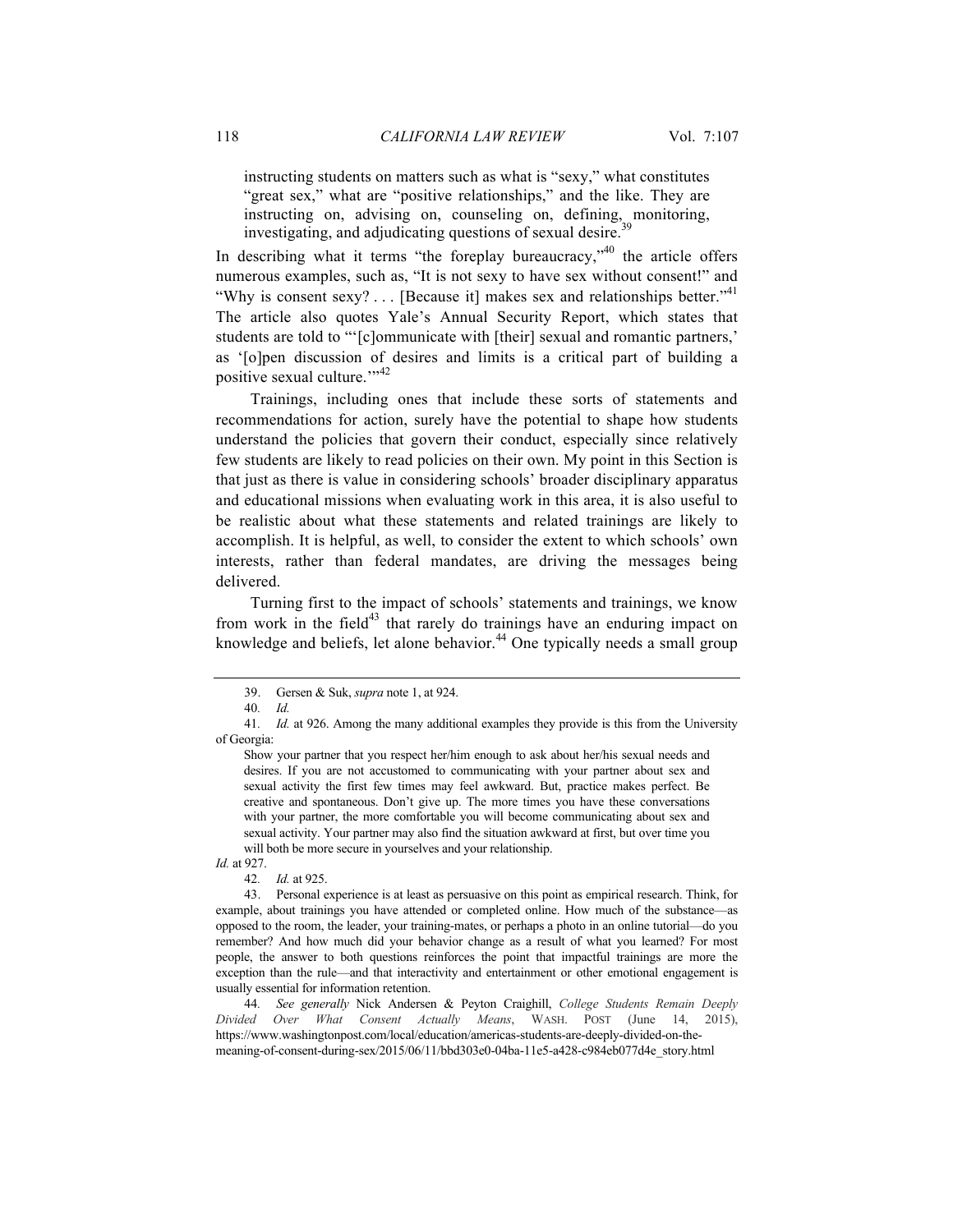instructing students on matters such as what is "sexy," what constitutes "great sex," what are "positive relationships," and the like. They are instructing on, advising on, counseling on, defining, monitoring, investigating, and adjudicating questions of sexual desire.[39]

In describing what it terms "the foreplay bureaucracy,"[40] the article offers numerous examples, such as, "It is not sexy to have sex without consent!" and "Why is consent sexy? . . . [Because it] makes sex and relationships better."[41] The article also quotes Yale's Annual Security Report, which states that students are told to "'[c]ommunicate with [their] sexual and romantic partners,' as '[o]pen discussion of desires and limits is a critical part of building a positive sexual culture.'"[42]

Trainings, including ones that include these sorts of statements and recommendations for action, surely have the potential to shape how students understand the policies that govern their conduct, especially since relatively few students are likely to read policies on their own. My point in this Section is that just as there is value in considering schools' broader disciplinary apparatus and educational missions when evaluating work in this area, it is also useful to be realistic about what these statements and related trainings are likely to accomplish. It is helpful, as well, to consider the extent to which schools' own interests, rather than federal mandates, are driving the messages being delivered.

Turning first to the impact of schools' statements and trainings, we know from work in the field[43] that rarely do trainings have an enduring impact on knowledge and beliefs, let alone behavior.[44] One typically needs a small group

---

39. Gersen & Suk, *supra* note 1, at 924.

40. *Id.*

41. *Id.* at 926. Among the many additional examples they provide is this from the University of Georgia:

> Show your partner that you respect her/him enough to ask about her/his sexual needs and desires. If you are not accustomed to communicating with your partner about sex and sexual activity the first few times may feel awkward. But, practice makes perfect. Be creative and spontaneous. Don't give up. The more times you have these conversations with your partner, the more comfortable you will become communicating about sex and sexual activity. Your partner may also find the situation awkward at first, but over time you will both be more secure in yourselves and your relationship.

*Id.* at 927.

42. *Id.* at 925.

43. Personal experience is at least as persuasive on this point as empirical research. Think, for example, about trainings you have attended or completed online. How much of the substance—as opposed to the room, the leader, your training-mates, or perhaps a photo in an online tutorial—do you remember? And how much did your behavior change as a result of what you learned? For most people, the answer to both questions reinforces the point that impactful trainings are more the exception than the rule—and that interactivity and entertainment or other emotional engagement is usually essential for information retention.

44. *See generally* Nick Andersen & Peyton Craighill, *College Students Remain Deeply Divided Over What Consent Actually Means*, WASH. POST (June 14, 2015), https://www.washingtonpost.com/local/education/americas-students-are-deeply-divided-on-the-meaning-of-consent-during-sex/2015/06/11/bbd303e0-04ba-11e5-a428-c984eb077d4e_story.html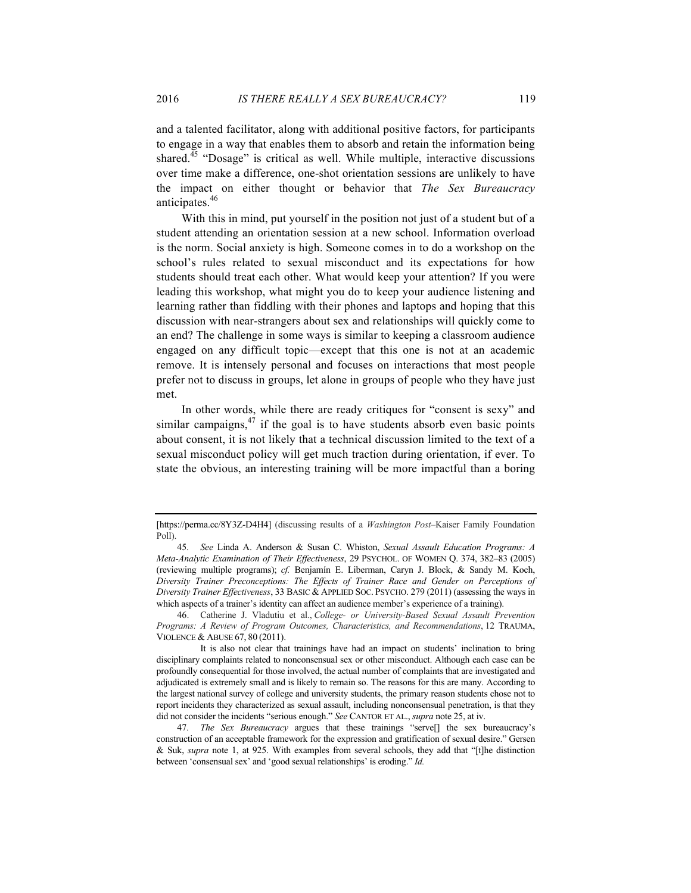and a talented facilitator, along with additional positive factors, for participants to engage in a way that enables them to absorb and retain the information being shared.[45] "Dosage" is critical as well. While multiple, interactive discussions over time make a difference, one-shot orientation sessions are unlikely to have the impact on either thought or behavior that *The Sex Bureaucracy* anticipates.[46]

With this in mind, put yourself in the position not just of a student but of a student attending an orientation session at a new school. Information overload is the norm. Social anxiety is high. Someone comes in to do a workshop on the school's rules related to sexual misconduct and its expectations for how students should treat each other. What would keep your attention? If you were leading this workshop, what might you do to keep your audience listening and learning rather than fiddling with their phones and laptops and hoping that this discussion with near-strangers about sex and relationships will quickly come to an end? The challenge in some ways is similar to keeping a classroom audience engaged on any difficult topic—except that this one is not at an academic remove. It is intensely personal and focuses on interactions that most people prefer not to discuss in groups, let alone in groups of people who they have just met.

In other words, while there are ready critiques for "consent is sexy" and similar campaigns,[47] if the goal is to have students absorb even basic points about consent, it is not likely that a technical discussion limited to the text of a sexual misconduct policy will get much traction during orientation, if ever. To state the obvious, an interesting training will be more impactful than a boring

---

[https://perma.cc/8Y3Z-D4H4] (discussing results of a *Washington Post*–Kaiser Family Foundation Poll).

45. *See* Linda A. Anderson & Susan C. Whiston, *Sexual Assault Education Programs: A Meta-Analytic Examination of Their Effectiveness*, 29 PSYCHOL. OF WOMEN Q. 374, 382–83 (2005) (reviewing multiple programs); *cf.* Benjamín E. Liberman, Caryn J. Block, & Sandy M. Koch, *Diversity Trainer Preconceptions: The Effects of Trainer Race and Gender on Perceptions of Diversity Trainer Effectiveness*, 33 BASIC & APPLIED SOC. PSYCHO. 279 (2011) (assessing the ways in which aspects of a trainer's identity can affect an audience member's experience of a training).

46. Catherine J. Vladutiu et al., *College- or University-Based Sexual Assault Prevention Programs: A Review of Program Outcomes, Characteristics, and Recommendations*, 12 TRAUMA, VIOLENCE & ABUSE 67, 80 (2011).

It is also not clear that trainings have had an impact on students' inclination to bring disciplinary complaints related to nonconsensual sex or other misconduct. Although each case can be profoundly consequential for those involved, the actual number of complaints that are investigated and adjudicated is extremely small and is likely to remain so. The reasons for this are many. According to the largest national survey of college and university students, the primary reason students chose not to report incidents they characterized as sexual assault, including nonconsensual penetration, is that they did not consider the incidents "serious enough." *See* CANTOR ET AL., *supra* note 25, at iv.

47. *The Sex Bureaucracy* argues that these trainings "serve[] the sex bureaucracy's construction of an acceptable framework for the expression and gratification of sexual desire." Gersen & Suk, *supra* note 1, at 925. With examples from several schools, they add that "[t]he distinction between 'consensual sex' and 'good sexual relationships' is eroding." *Id.*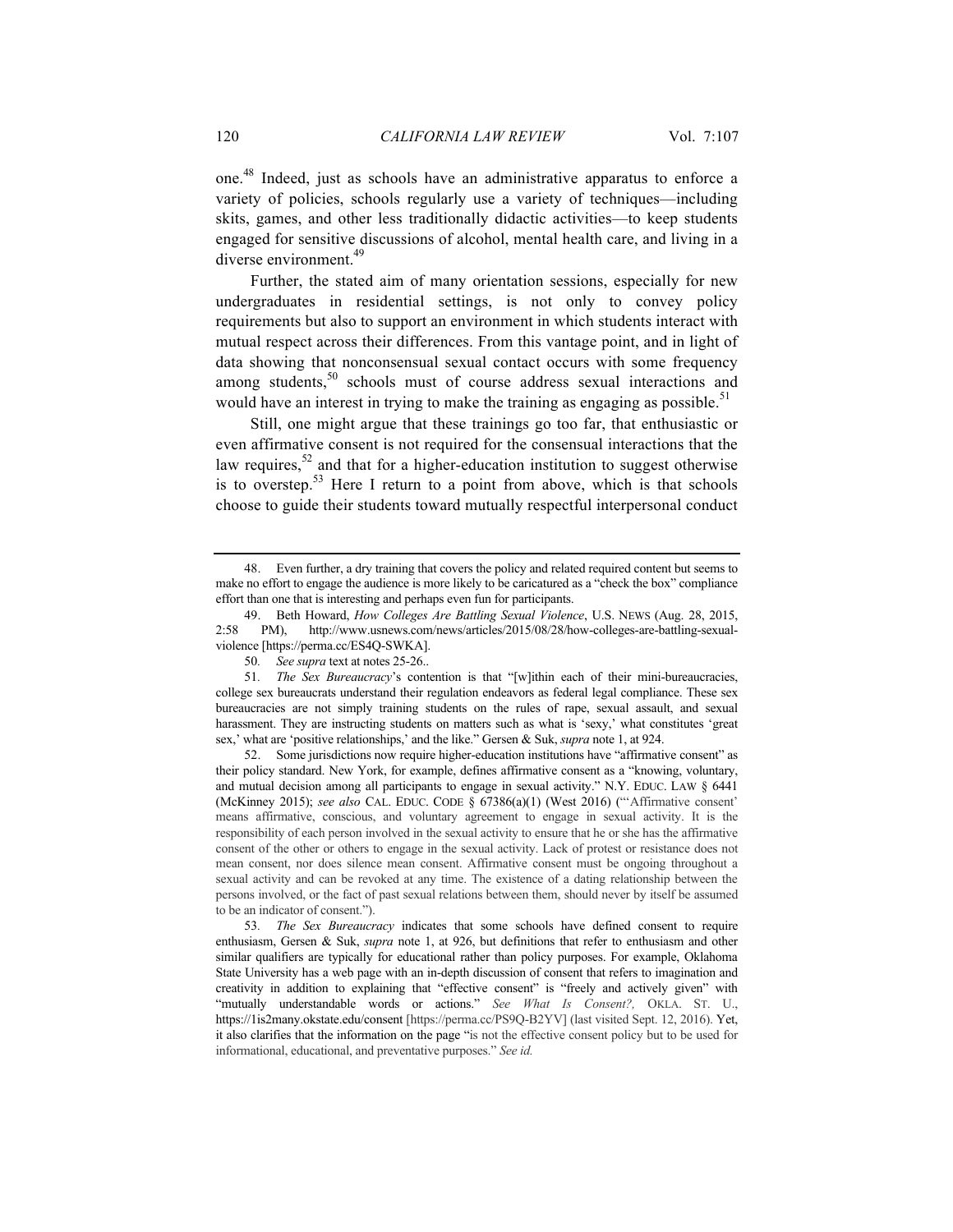one.[48] Indeed, just as schools have an administrative apparatus to enforce a variety of policies, schools regularly use a variety of techniques—including skits, games, and other less traditionally didactic activities—to keep students engaged for sensitive discussions of alcohol, mental health care, and living in a diverse environment.[49]

Further, the stated aim of many orientation sessions, especially for new undergraduates in residential settings, is not only to convey policy requirements but also to support an environment in which students interact with mutual respect across their differences. From this vantage point, and in light of data showing that nonconsensual sexual contact occurs with some frequency among students,[50] schools must of course address sexual interactions and would have an interest in trying to make the training as engaging as possible.[51]

Still, one might argue that these trainings go too far, that enthusiastic or even affirmative consent is not required for the consensual interactions that the law requires,[52] and that for a higher-education institution to suggest otherwise is to overstep.[53] Here I return to a point from above, which is that schools choose to guide their students toward mutually respectful interpersonal conduct

---

48. Even further, a dry training that covers the policy and related required content but seems to make no effort to engage the audience is more likely to be caricatured as a "check the box" compliance effort than one that is interesting and perhaps even fun for participants.

49. Beth Howard, *How Colleges Are Battling Sexual Violence*, U.S. NEWS (Aug. 28, 2015, 2:58 PM), http://www.usnews.com/news/articles/2015/08/28/how-colleges-are-battling-sexual-violence [https://perma.cc/ES4Q-SWKA].

50. *See supra* text at notes 25-26..

51. *The Sex Bureaucracy*'s contention is that "[w]ithin each of their mini-bureaucracies, college sex bureaucrats understand their regulation endeavors as federal legal compliance. These sex bureaucracies are not simply training students on the rules of rape, sexual assault, and sexual harassment. They are instructing students on matters such as what is 'sexy,' what constitutes 'great sex,' what are 'positive relationships,' and the like." Gersen & Suk, *supra* note 1, at 924.

52. Some jurisdictions now require higher-education institutions have "affirmative consent" as their policy standard. New York, for example, defines affirmative consent as a "knowing, voluntary, and mutual decision among all participants to engage in sexual activity." N.Y. EDUC. LAW § 6441 (McKinney 2015); *see also* CAL. EDUC. CODE § 67386(a)(1) (West 2016) ("'Affirmative consent' means affirmative, conscious, and voluntary agreement to engage in sexual activity. It is the responsibility of each person involved in the sexual activity to ensure that he or she has the affirmative consent of the other or others to engage in the sexual activity. Lack of protest or resistance does not mean consent, nor does silence mean consent. Affirmative consent must be ongoing throughout a sexual activity and can be revoked at any time. The existence of a dating relationship between the persons involved, or the fact of past sexual relations between them, should never by itself be assumed to be an indicator of consent.").

53. *The Sex Bureaucracy* indicates that some schools have defined consent to require enthusiasm, Gersen & Suk, *supra* note 1, at 926, but definitions that refer to enthusiasm and other similar qualifiers are typically for educational rather than policy purposes. For example, Oklahoma State University has a web page with an in-depth discussion of consent that refers to imagination and creativity in addition to explaining that "effective consent" is "freely and actively given" with "mutually understandable words or actions." *See What Is Consent?,* OKLA. ST. U., https://1is2many.okstate.edu/consent [https://perma.cc/PS9Q-B2YV] (last visited Sept. 12, 2016). Yet, it also clarifies that the information on the page "is not the effective consent policy but to be used for informational, educational, and preventative purposes." *See id.*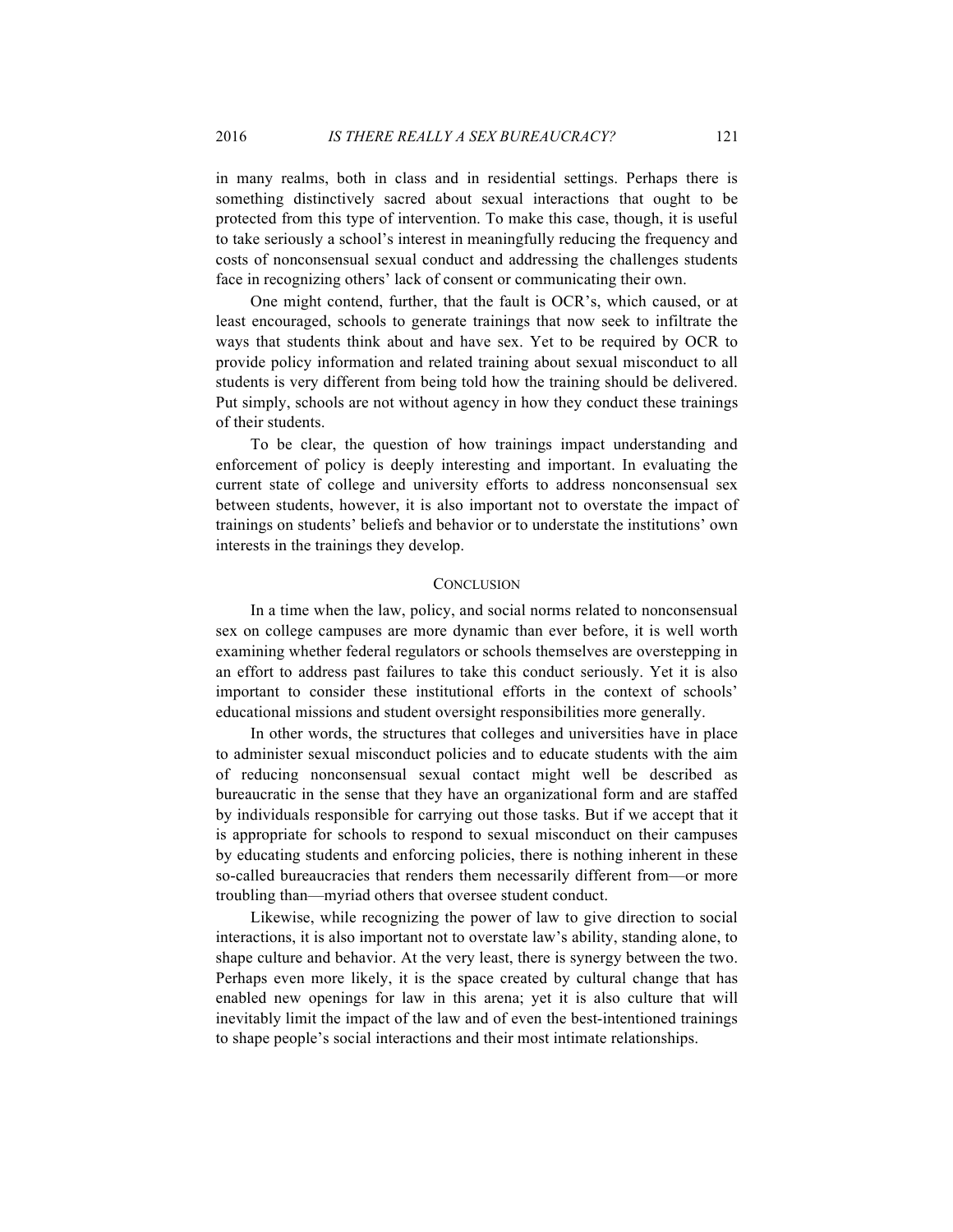in many realms, both in class and in residential settings. Perhaps there is something distinctively sacred about sexual interactions that ought to be protected from this type of intervention. To make this case, though, it is useful to take seriously a school's interest in meaningfully reducing the frequency and costs of nonconsensual sexual conduct and addressing the challenges students face in recognizing others' lack of consent or communicating their own.

One might contend, further, that the fault is OCR's, which caused, or at least encouraged, schools to generate trainings that now seek to infiltrate the ways that students think about and have sex. Yet to be required by OCR to provide policy information and related training about sexual misconduct to all students is very different from being told how the training should be delivered. Put simply, schools are not without agency in how they conduct these trainings of their students.

To be clear, the question of how trainings impact understanding and enforcement of policy is deeply interesting and important. In evaluating the current state of college and university efforts to address nonconsensual sex between students, however, it is also important not to overstate the impact of trainings on students' beliefs and behavior or to understate the institutions' own interests in the trainings they develop.

## CONCLUSION

In a time when the law, policy, and social norms related to nonconsensual sex on college campuses are more dynamic than ever before, it is well worth examining whether federal regulators or schools themselves are overstepping in an effort to address past failures to take this conduct seriously. Yet it is also important to consider these institutional efforts in the context of schools' educational missions and student oversight responsibilities more generally.

In other words, the structures that colleges and universities have in place to administer sexual misconduct policies and to educate students with the aim of reducing nonconsensual sexual contact might well be described as bureaucratic in the sense that they have an organizational form and are staffed by individuals responsible for carrying out those tasks. But if we accept that it is appropriate for schools to respond to sexual misconduct on their campuses by educating students and enforcing policies, there is nothing inherent in these so-called bureaucracies that renders them necessarily different from—or more troubling than—myriad others that oversee student conduct.

Likewise, while recognizing the power of law to give direction to social interactions, it is also important not to overstate law's ability, standing alone, to shape culture and behavior. At the very least, there is synergy between the two. Perhaps even more likely, it is the space created by cultural change that has enabled new openings for law in this arena; yet it is also culture that will inevitably limit the impact of the law and of even the best-intentioned trainings to shape people's social interactions and their most intimate relationships.